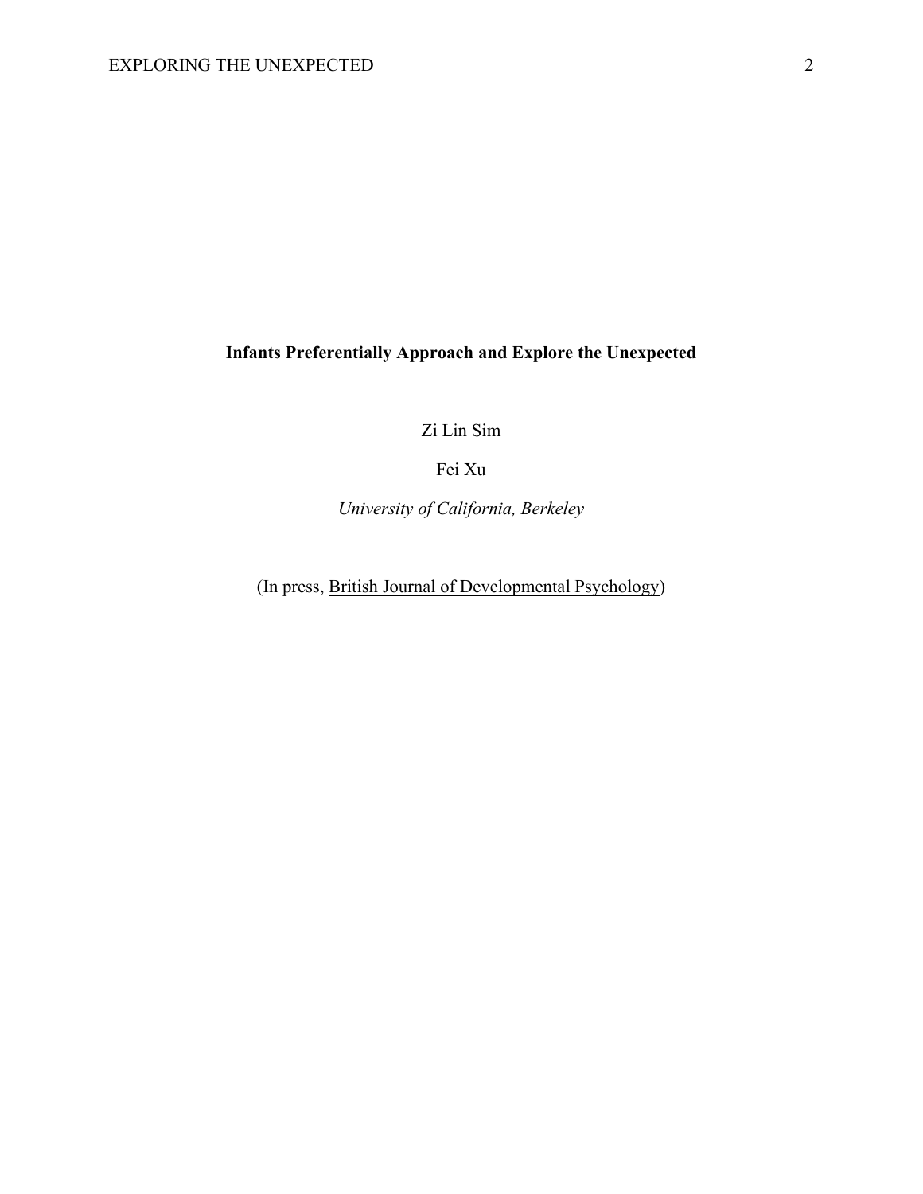# Infants Preferentially Approach and Explore the Unexpected

Zi Lin Sim

Fei Xu

*University of California, Berkeley*

(In press, British Journal of Developmental Psychology)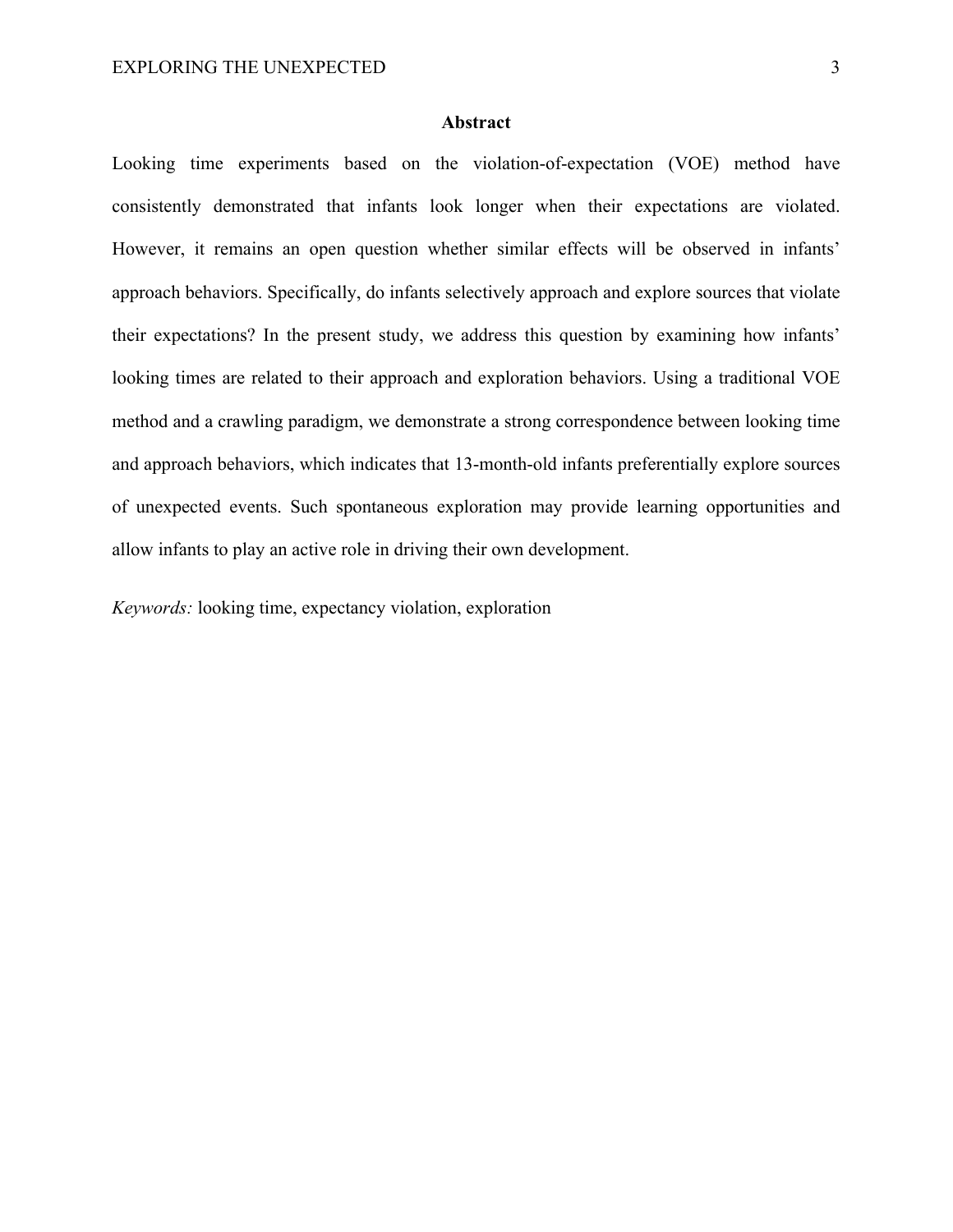## Abstract

Looking time experiments based on the violation-of-expectation (VOE) method have consistently demonstrated that infants look longer when their expectations are violated. However, it remains an open question whether similar effects will be observed in infants' approach behaviors. Specifically, do infants selectively approach and explore sources that violate their expectations? In the present study, we address this question by examining how infants' looking times are related to their approach and exploration behaviors. Using a traditional VOE method and a crawling paradigm, we demonstrate a strong correspondence between looking time and approach behaviors, which indicates that 13-month-old infants preferentially explore sources of unexpected events. Such spontaneous exploration may provide learning opportunities and allow infants to play an active role in driving their own development.

*Keywords:* looking time, expectancy violation, exploration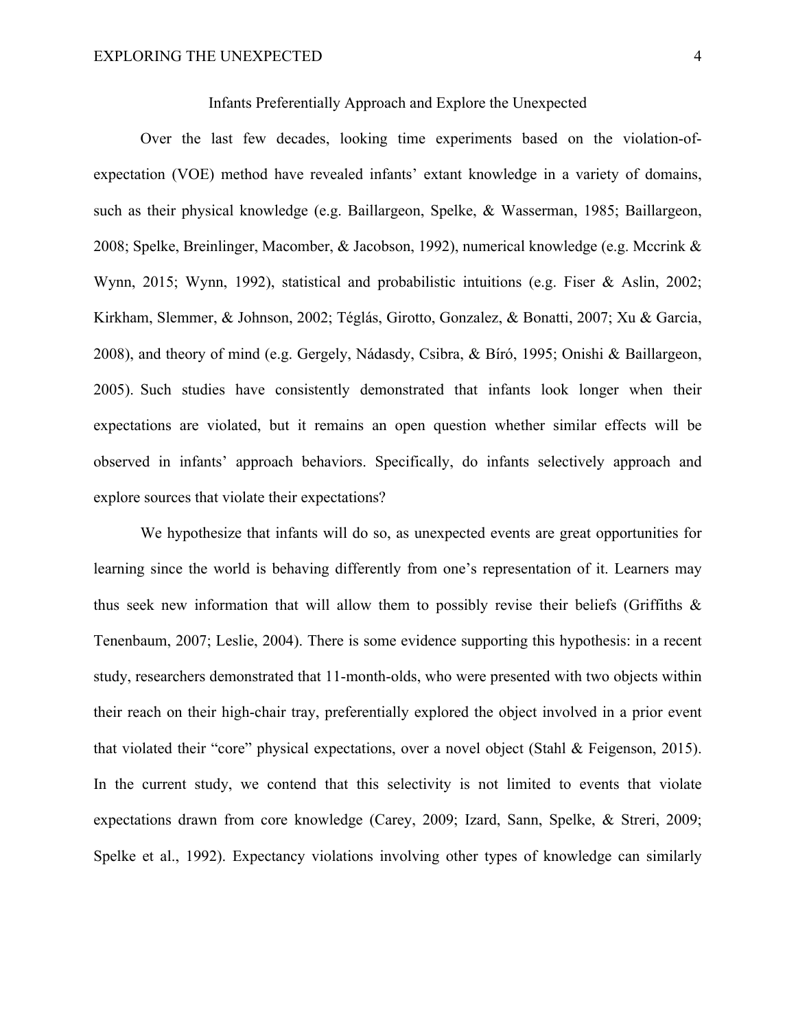# Infants Preferentially Approach and Explore the Unexpected

Over the last few decades, looking time experiments based on the violation-of-expectation (VOE) method have revealed infants' extant knowledge in a variety of domains, such as their physical knowledge (e.g. Baillargeon, Spelke, & Wasserman, 1985; Baillargeon, 2008; Spelke, Breinlinger, Macomber, & Jacobson, 1992), numerical knowledge (e.g. Mccrink & Wynn, 2015; Wynn, 1992), statistical and probabilistic intuitions (e.g. Fiser & Aslin, 2002; Kirkham, Slemmer, & Johnson, 2002; Téglás, Girotto, Gonzalez, & Bonatti, 2007; Xu & Garcia, 2008), and theory of mind (e.g. Gergely, Nádasdy, Csibra, & Bíró, 1995; Onishi & Baillargeon, 2005). Such studies have consistently demonstrated that infants look longer when their expectations are violated, but it remains an open question whether similar effects will be observed in infants' approach behaviors. Specifically, do infants selectively approach and explore sources that violate their expectations?

We hypothesize that infants will do so, as unexpected events are great opportunities for learning since the world is behaving differently from one's representation of it. Learners may thus seek new information that will allow them to possibly revise their beliefs (Griffiths & Tenenbaum, 2007; Leslie, 2004). There is some evidence supporting this hypothesis: in a recent study, researchers demonstrated that 11-month-olds, who were presented with two objects within their reach on their high-chair tray, preferentially explored the object involved in a prior event that violated their "core" physical expectations, over a novel object (Stahl & Feigenson, 2015). In the current study, we contend that this selectivity is not limited to events that violate expectations drawn from core knowledge (Carey, 2009; Izard, Sann, Spelke, & Streri, 2009; Spelke et al., 1992). Expectancy violations involving other types of knowledge can similarly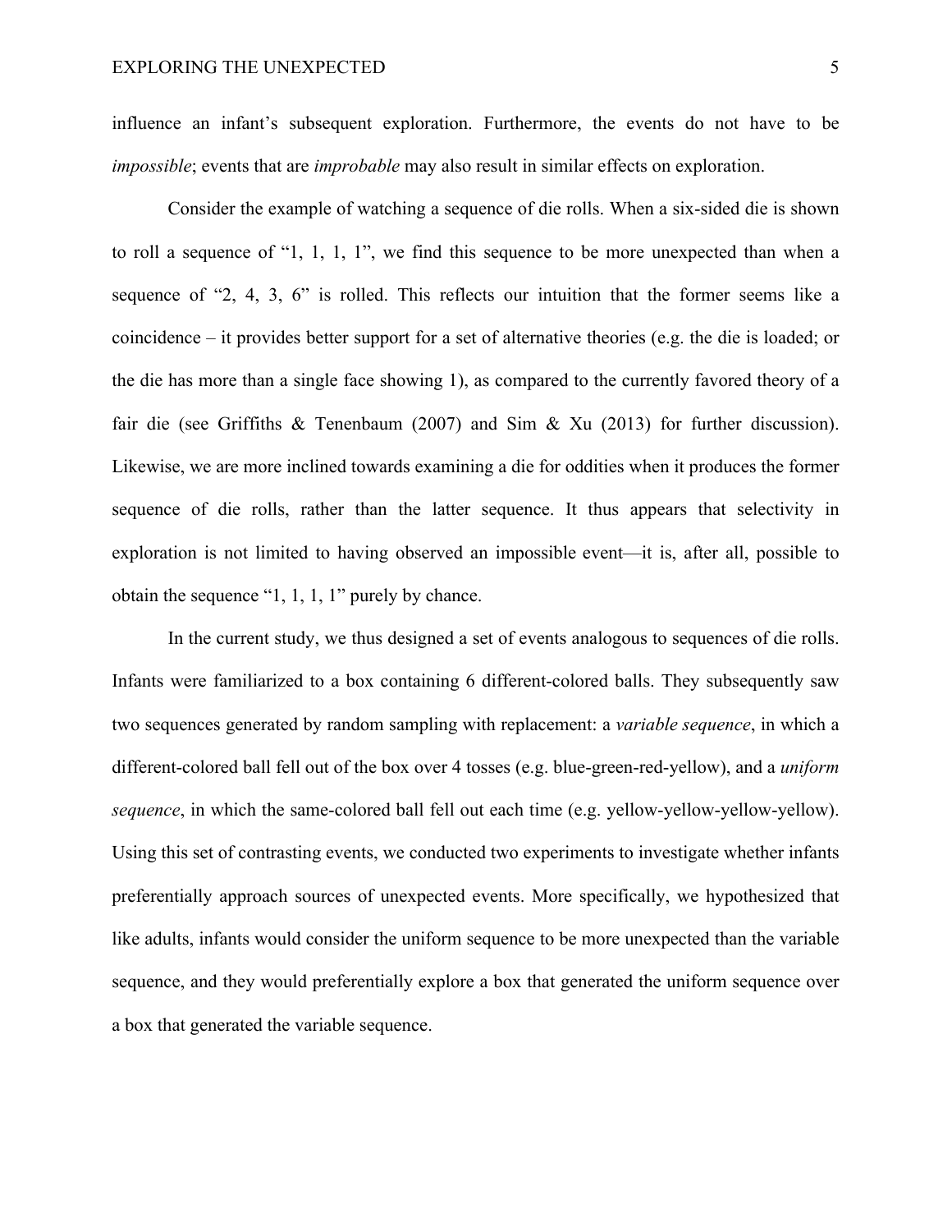influence an infant's subsequent exploration. Furthermore, the events do not have to be *impossible*; events that are *improbable* may also result in similar effects on exploration.

Consider the example of watching a sequence of die rolls. When a six-sided die is shown to roll a sequence of "1, 1, 1, 1", we find this sequence to be more unexpected than when a sequence of "2, 4, 3, 6" is rolled. This reflects our intuition that the former seems like a coincidence – it provides better support for a set of alternative theories (e.g. the die is loaded; or the die has more than a single face showing 1), as compared to the currently favored theory of a fair die (see Griffiths & Tenenbaum (2007) and Sim & Xu (2013) for further discussion). Likewise, we are more inclined towards examining a die for oddities when it produces the former sequence of die rolls, rather than the latter sequence. It thus appears that selectivity in exploration is not limited to having observed an impossible event—it is, after all, possible to obtain the sequence "1, 1, 1, 1" purely by chance.

In the current study, we thus designed a set of events analogous to sequences of die rolls. Infants were familiarized to a box containing 6 different-colored balls. They subsequently saw two sequences generated by random sampling with replacement: a *variable sequence*, in which a different-colored ball fell out of the box over 4 tosses (e.g. blue-green-red-yellow), and a *uniform sequence*, in which the same-colored ball fell out each time (e.g. yellow-yellow-yellow-yellow). Using this set of contrasting events, we conducted two experiments to investigate whether infants preferentially approach sources of unexpected events. More specifically, we hypothesized that like adults, infants would consider the uniform sequence to be more unexpected than the variable sequence, and they would preferentially explore a box that generated the uniform sequence over a box that generated the variable sequence.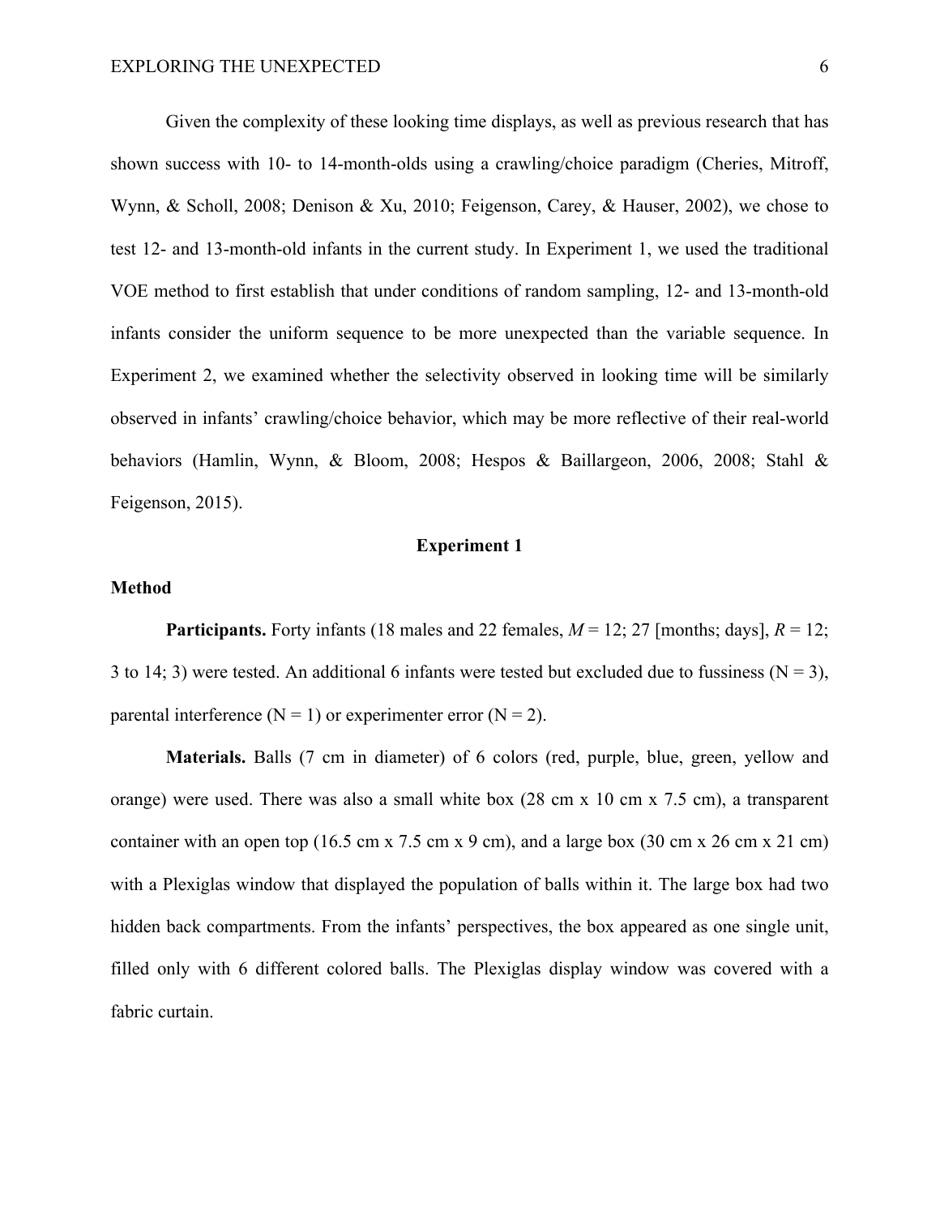Given the complexity of these looking time displays, as well as previous research that has shown success with 10- to 14-month-olds using a crawling/choice paradigm (Cheries, Mitroff, Wynn, & Scholl, 2008; Denison & Xu, 2010; Feigenson, Carey, & Hauser, 2002), we chose to test 12- and 13-month-old infants in the current study. In Experiment 1, we used the traditional VOE method to first establish that under conditions of random sampling, 12- and 13-month-old infants consider the uniform sequence to be more unexpected than the variable sequence. In Experiment 2, we examined whether the selectivity observed in looking time will be similarly observed in infants' crawling/choice behavior, which may be more reflective of their real-world behaviors (Hamlin, Wynn, & Bloom, 2008; Hespos & Baillargeon, 2006, 2008; Stahl & Feigenson, 2015).

## Experiment 1

### Method

**Participants.** Forty infants (18 males and 22 females, *M* = 12; 27 [months; days], *R* = 12; 3 to 14; 3) were tested. An additional 6 infants were tested but excluded due to fussiness (N = 3), parental interference (N = 1) or experimenter error (N = 2).

**Materials.** Balls (7 cm in diameter) of 6 colors (red, purple, blue, green, yellow and orange) were used. There was also a small white box (28 cm x 10 cm x 7.5 cm), a transparent container with an open top (16.5 cm x 7.5 cm x 9 cm), and a large box (30 cm x 26 cm x 21 cm) with a Plexiglas window that displayed the population of balls within it. The large box had two hidden back compartments. From the infants' perspectives, the box appeared as one single unit, filled only with 6 different colored balls. The Plexiglas display window was covered with a fabric curtain.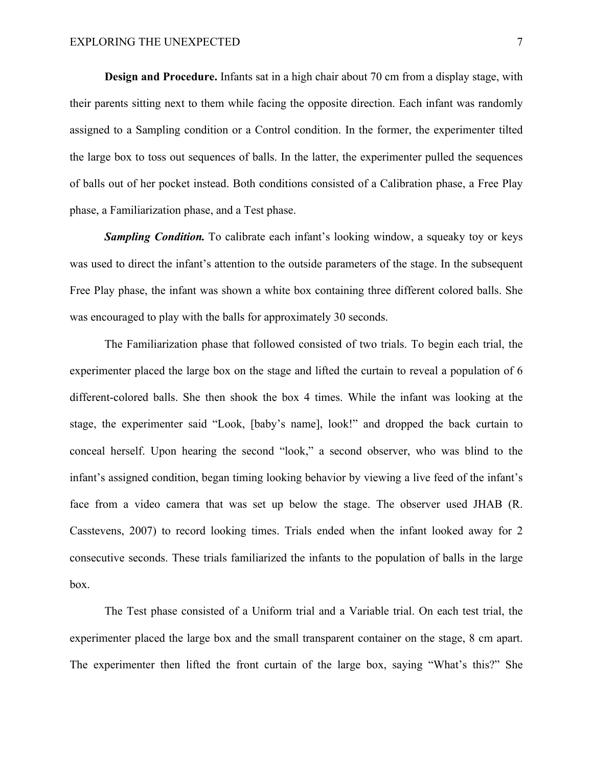**Design and Procedure.** Infants sat in a high chair about 70 cm from a display stage, with their parents sitting next to them while facing the opposite direction. Each infant was randomly assigned to a Sampling condition or a Control condition. In the former, the experimenter tilted the large box to toss out sequences of balls. In the latter, the experimenter pulled the sequences of balls out of her pocket instead. Both conditions consisted of a Calibration phase, a Free Play phase, a Familiarization phase, and a Test phase.

***Sampling Condition.*** To calibrate each infant's looking window, a squeaky toy or keys was used to direct the infant's attention to the outside parameters of the stage. In the subsequent Free Play phase, the infant was shown a white box containing three different colored balls. She was encouraged to play with the balls for approximately 30 seconds.

The Familiarization phase that followed consisted of two trials. To begin each trial, the experimenter placed the large box on the stage and lifted the curtain to reveal a population of 6 different-colored balls. She then shook the box 4 times. While the infant was looking at the stage, the experimenter said "Look, [baby's name], look!" and dropped the back curtain to conceal herself. Upon hearing the second "look," a second observer, who was blind to the infant's assigned condition, began timing looking behavior by viewing a live feed of the infant's face from a video camera that was set up below the stage. The observer used JHAB (R. Casstevens, 2007) to record looking times. Trials ended when the infant looked away for 2 consecutive seconds. These trials familiarized the infants to the population of balls in the large box.

The Test phase consisted of a Uniform trial and a Variable trial. On each test trial, the experimenter placed the large box and the small transparent container on the stage, 8 cm apart. The experimenter then lifted the front curtain of the large box, saying "What's this?" She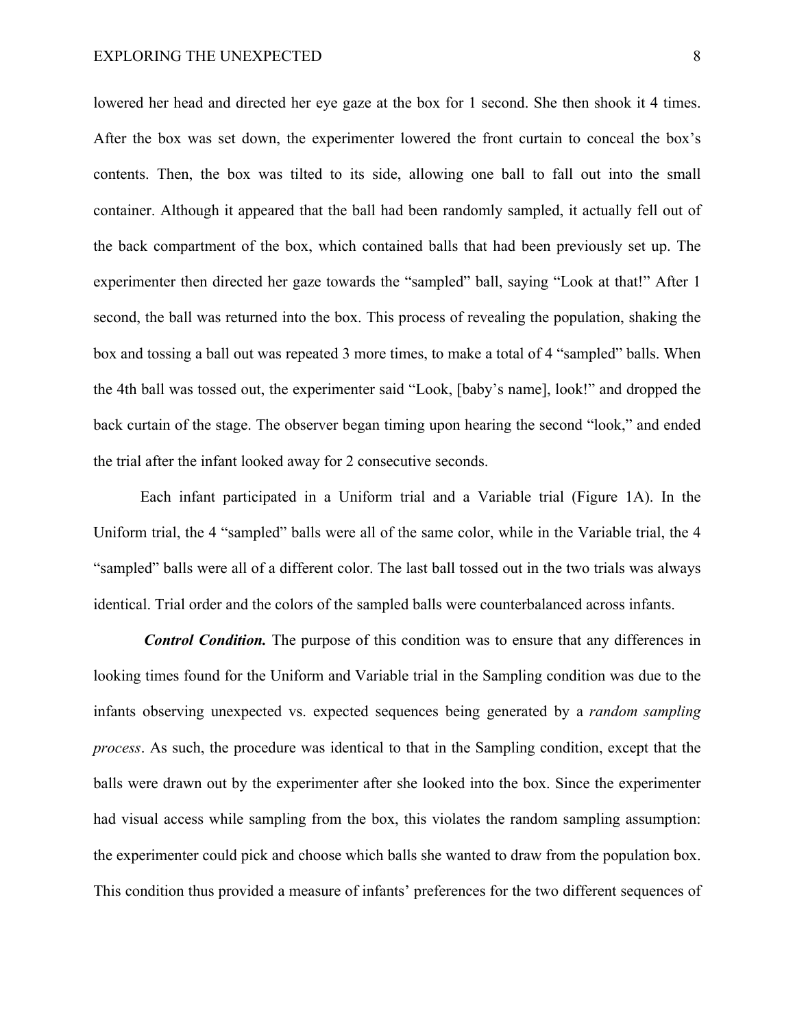lowered her head and directed her eye gaze at the box for 1 second. She then shook it 4 times. After the box was set down, the experimenter lowered the front curtain to conceal the box's contents. Then, the box was tilted to its side, allowing one ball to fall out into the small container. Although it appeared that the ball had been randomly sampled, it actually fell out of the back compartment of the box, which contained balls that had been previously set up. The experimenter then directed her gaze towards the "sampled" ball, saying "Look at that!" After 1 second, the ball was returned into the box. This process of revealing the population, shaking the box and tossing a ball out was repeated 3 more times, to make a total of 4 "sampled" balls. When the 4th ball was tossed out, the experimenter said "Look, [baby's name], look!" and dropped the back curtain of the stage. The observer began timing upon hearing the second "look," and ended the trial after the infant looked away for 2 consecutive seconds.

Each infant participated in a Uniform trial and a Variable trial (Figure 1A). In the Uniform trial, the 4 "sampled" balls were all of the same color, while in the Variable trial, the 4 "sampled" balls were all of a different color. The last ball tossed out in the two trials was always identical. Trial order and the colors of the sampled balls were counterbalanced across infants.

***Control Condition.*** The purpose of this condition was to ensure that any differences in looking times found for the Uniform and Variable trial in the Sampling condition was due to the infants observing unexpected vs. expected sequences being generated by a *random sampling process*. As such, the procedure was identical to that in the Sampling condition, except that the balls were drawn out by the experimenter after she looked into the box. Since the experimenter had visual access while sampling from the box, this violates the random sampling assumption: the experimenter could pick and choose which balls she wanted to draw from the population box. This condition thus provided a measure of infants' preferences for the two different sequences of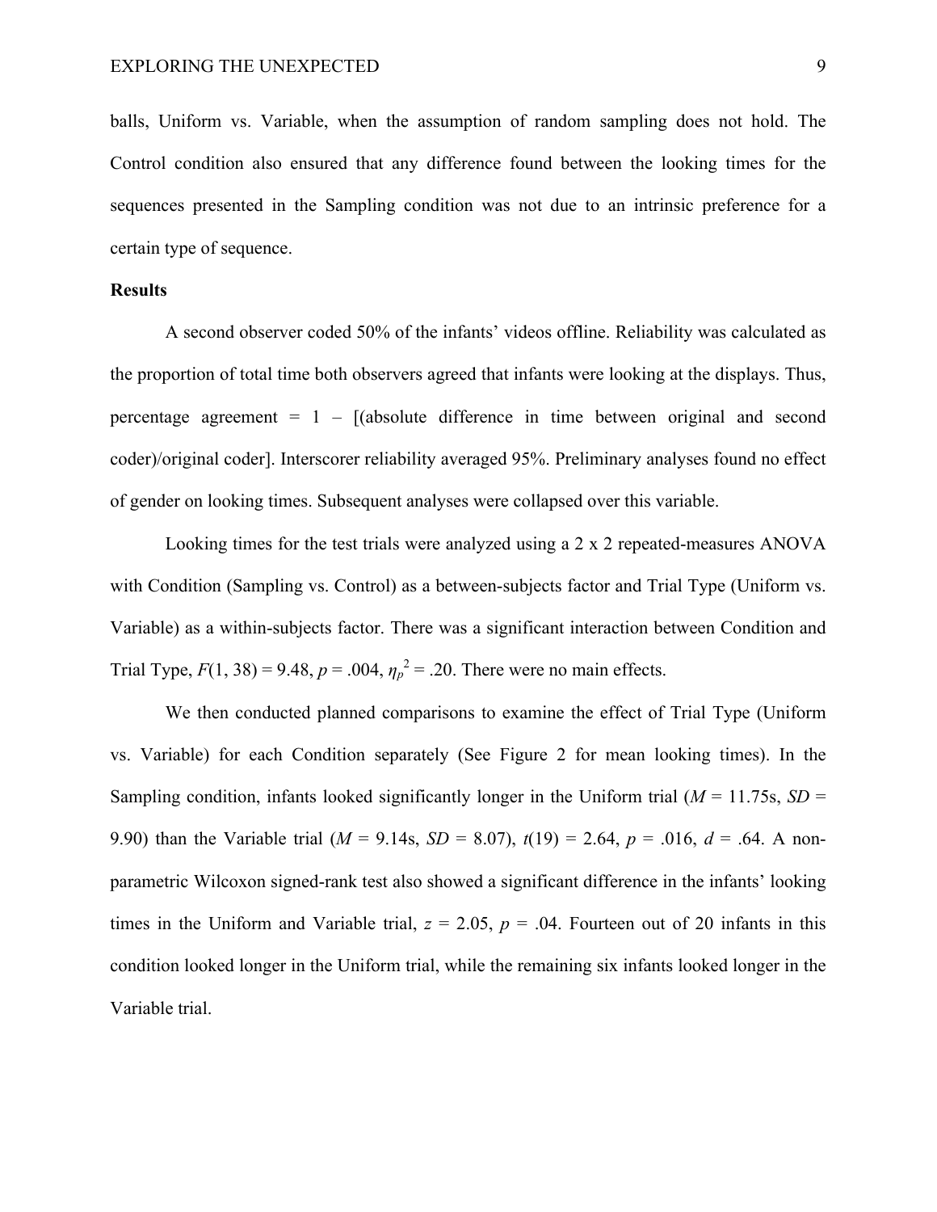balls, Uniform vs. Variable, when the assumption of random sampling does not hold. The Control condition also ensured that any difference found between the looking times for the sequences presented in the Sampling condition was not due to an intrinsic preference for a certain type of sequence.

## Results

A second observer coded 50% of the infants' videos offline. Reliability was calculated as the proportion of total time both observers agreed that infants were looking at the displays. Thus, percentage agreement = 1 – [(absolute difference in time between original and second coder)/original coder]. Interscorer reliability averaged 95%. Preliminary analyses found no effect of gender on looking times. Subsequent analyses were collapsed over this variable.

Looking times for the test trials were analyzed using a 2 x 2 repeated-measures ANOVA with Condition (Sampling vs. Control) as a between-subjects factor and Trial Type (Uniform vs. Variable) as a within-subjects factor. There was a significant interaction between Condition and Trial Type, $F(1, 38) = 9.48$, $p = .004$, $\eta_p^2 = .20$. There were no main effects.

We then conducted planned comparisons to examine the effect of Trial Type (Uniform vs. Variable) for each Condition separately (See Figure 2 for mean looking times). In the Sampling condition, infants looked significantly longer in the Uniform trial ($M = 11.75$s, $SD = 9.90$) than the Variable trial ($M = 9.14$s, $SD = 8.07$), $t(19) = 2.64$, $p = .016$, $d = .64$. A non-parametric Wilcoxon signed-rank test also showed a significant difference in the infants' looking times in the Uniform and Variable trial, $z = 2.05$, $p = .04$. Fourteen out of 20 infants in this condition looked longer in the Uniform trial, while the remaining six infants looked longer in the Variable trial.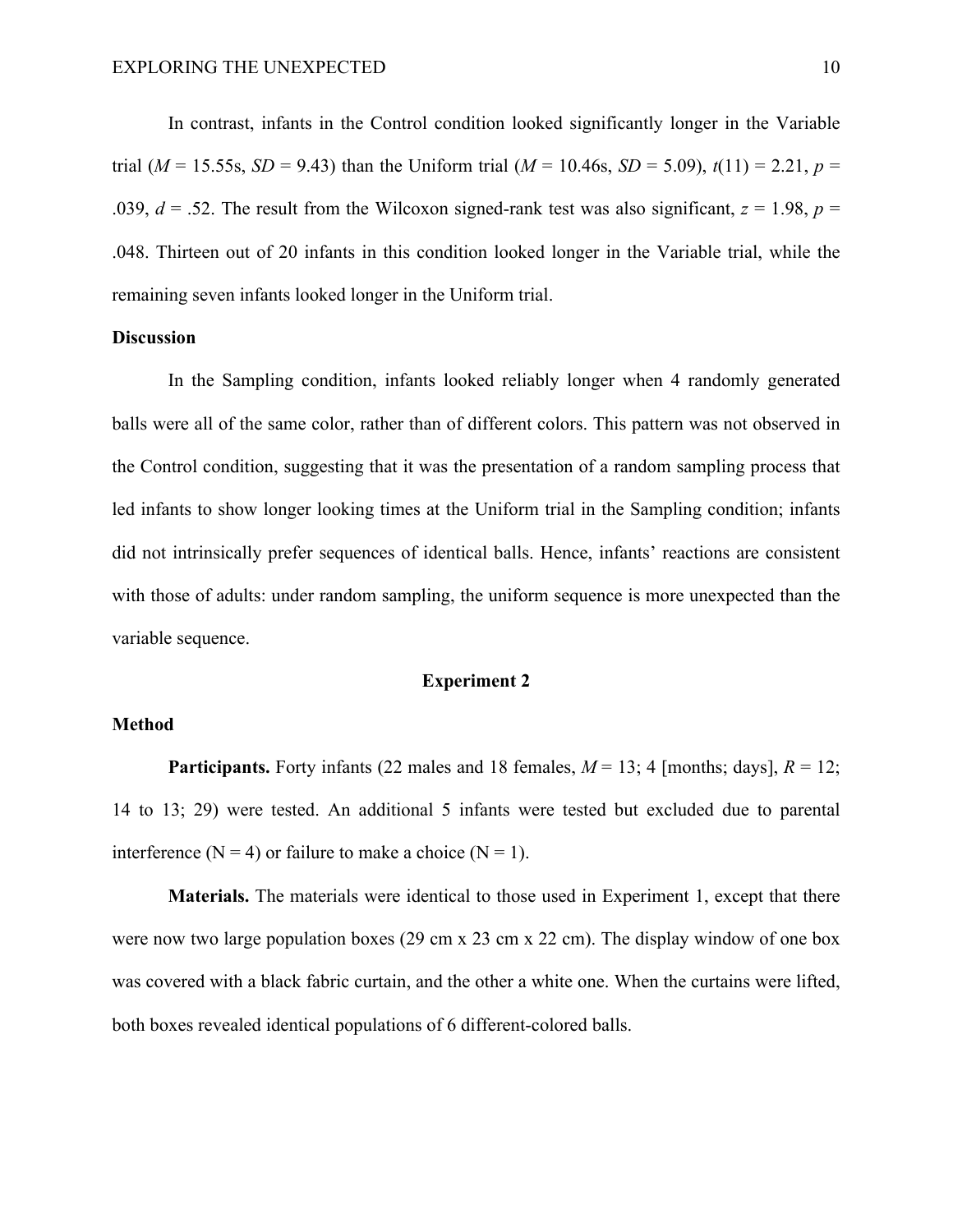In contrast, infants in the Control condition looked significantly longer in the Variable trial ($M$ = 15.55s, $SD$ = 9.43) than the Uniform trial ($M$ = 10.46s, $SD$ = 5.09), $t(11) = 2.21$, $p$ = .039, $d$ = .52. The result from the Wilcoxon signed-rank test was also significant, $z = 1.98$, $p$ = .048. Thirteen out of 20 infants in this condition looked longer in the Variable trial, while the remaining seven infants looked longer in the Uniform trial.

**Discussion**

In the Sampling condition, infants looked reliably longer when 4 randomly generated balls were all of the same color, rather than of different colors. This pattern was not observed in the Control condition, suggesting that it was the presentation of a random sampling process that led infants to show longer looking times at the Uniform trial in the Sampling condition; infants did not intrinsically prefer sequences of identical balls. Hence, infants' reactions are consistent with those of adults: under random sampling, the uniform sequence is more unexpected than the variable sequence.

## Experiment 2

**Method**

**Participants.** Forty infants (22 males and 18 females, $M$ = 13; 4 [months; days], $R$ = 12; 14 to 13; 29) were tested. An additional 5 infants were tested but excluded due to parental interference (N = 4) or failure to make a choice (N = 1).

**Materials.** The materials were identical to those used in Experiment 1, except that there were now two large population boxes (29 cm x 23 cm x 22 cm). The display window of one box was covered with a black fabric curtain, and the other a white one. When the curtains were lifted, both boxes revealed identical populations of 6 different-colored balls.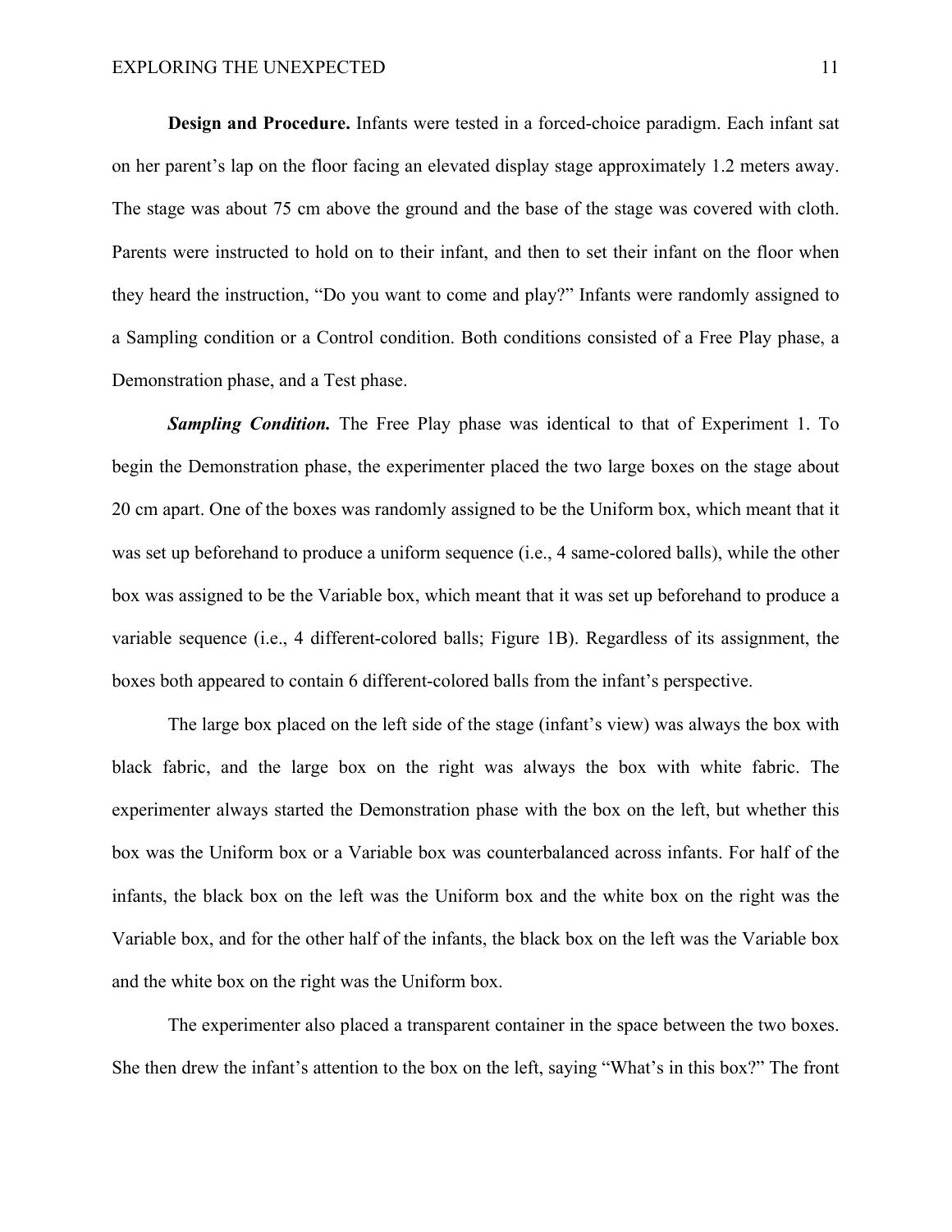**Design and Procedure.** Infants were tested in a forced-choice paradigm. Each infant sat on her parent's lap on the floor facing an elevated display stage approximately 1.2 meters away. The stage was about 75 cm above the ground and the base of the stage was covered with cloth. Parents were instructed to hold on to their infant, and then to set their infant on the floor when they heard the instruction, "Do you want to come and play?" Infants were randomly assigned to a Sampling condition or a Control condition. Both conditions consisted of a Free Play phase, a Demonstration phase, and a Test phase.

***Sampling Condition.*** The Free Play phase was identical to that of Experiment 1. To begin the Demonstration phase, the experimenter placed the two large boxes on the stage about 20 cm apart. One of the boxes was randomly assigned to be the Uniform box, which meant that it was set up beforehand to produce a uniform sequence (i.e., 4 same-colored balls), while the other box was assigned to be the Variable box, which meant that it was set up beforehand to produce a variable sequence (i.e., 4 different-colored balls; Figure 1B). Regardless of its assignment, the boxes both appeared to contain 6 different-colored balls from the infant's perspective.

The large box placed on the left side of the stage (infant's view) was always the box with black fabric, and the large box on the right was always the box with white fabric. The experimenter always started the Demonstration phase with the box on the left, but whether this box was the Uniform box or a Variable box was counterbalanced across infants. For half of the infants, the black box on the left was the Uniform box and the white box on the right was the Variable box, and for the other half of the infants, the black box on the left was the Variable box and the white box on the right was the Uniform box.

The experimenter also placed a transparent container in the space between the two boxes. She then drew the infant's attention to the box on the left, saying "What's in this box?" The front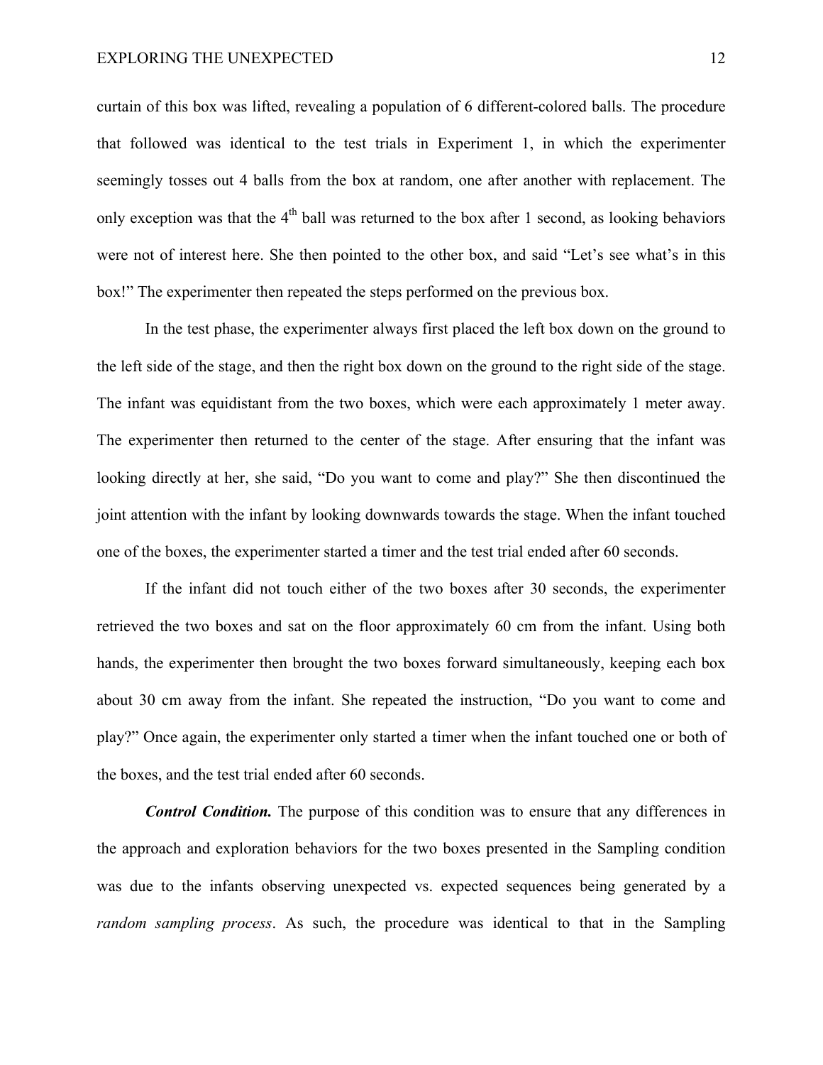curtain of this box was lifted, revealing a population of 6 different-colored balls. The procedure that followed was identical to the test trials in Experiment 1, in which the experimenter seemingly tosses out 4 balls from the box at random, one after another with replacement. The only exception was that the $4^{th}$ ball was returned to the box after 1 second, as looking behaviors were not of interest here. She then pointed to the other box, and said "Let's see what's in this box!" The experimenter then repeated the steps performed on the previous box.

In the test phase, the experimenter always first placed the left box down on the ground to the left side of the stage, and then the right box down on the ground to the right side of the stage. The infant was equidistant from the two boxes, which were each approximately 1 meter away. The experimenter then returned to the center of the stage. After ensuring that the infant was looking directly at her, she said, "Do you want to come and play?" She then discontinued the joint attention with the infant by looking downwards towards the stage. When the infant touched one of the boxes, the experimenter started a timer and the test trial ended after 60 seconds.

If the infant did not touch either of the two boxes after 30 seconds, the experimenter retrieved the two boxes and sat on the floor approximately 60 cm from the infant. Using both hands, the experimenter then brought the two boxes forward simultaneously, keeping each box about 30 cm away from the infant. She repeated the instruction, "Do you want to come and play?" Once again, the experimenter only started a timer when the infant touched one or both of the boxes, and the test trial ended after 60 seconds.

***Control Condition.*** The purpose of this condition was to ensure that any differences in the approach and exploration behaviors for the two boxes presented in the Sampling condition was due to the infants observing unexpected vs. expected sequences being generated by a *random sampling process*. As such, the procedure was identical to that in the Sampling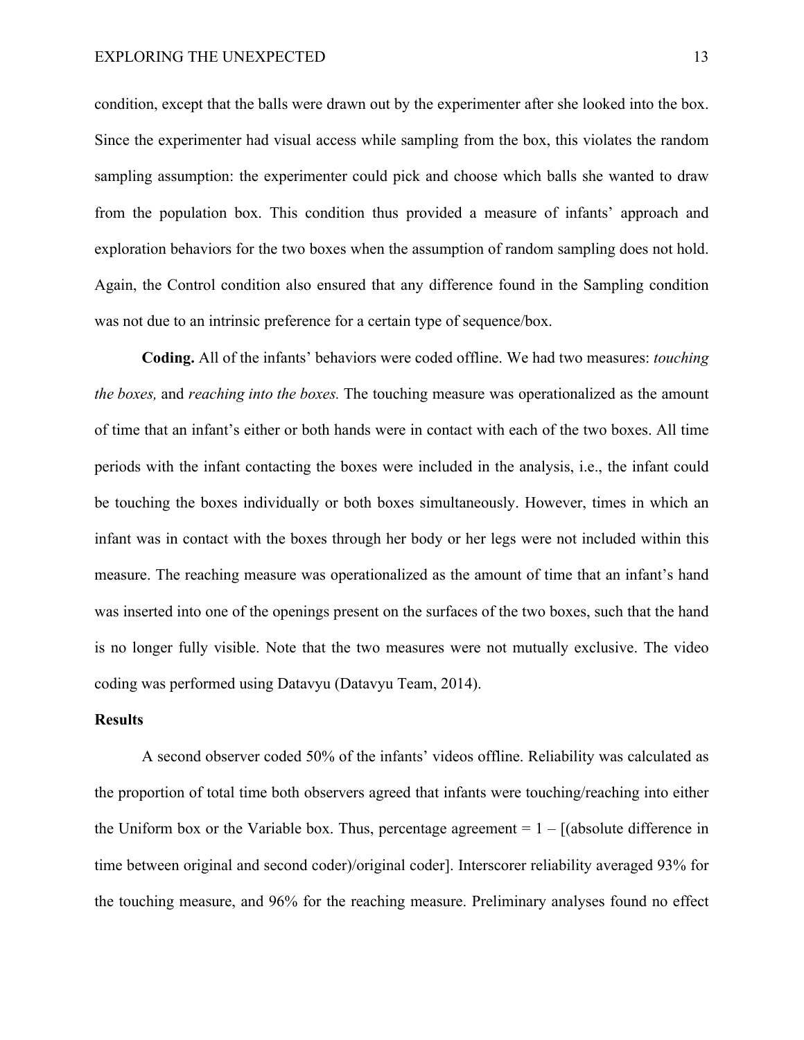condition, except that the balls were drawn out by the experimenter after she looked into the box. Since the experimenter had visual access while sampling from the box, this violates the random sampling assumption: the experimenter could pick and choose which balls she wanted to draw from the population box. This condition thus provided a measure of infants' approach and exploration behaviors for the two boxes when the assumption of random sampling does not hold. Again, the Control condition also ensured that any difference found in the Sampling condition was not due to an intrinsic preference for a certain type of sequence/box.

**Coding.** All of the infants' behaviors were coded offline. We had two measures: *touching the boxes,* and *reaching into the boxes.* The touching measure was operationalized as the amount of time that an infant's either or both hands were in contact with each of the two boxes. All time periods with the infant contacting the boxes were included in the analysis, i.e., the infant could be touching the boxes individually or both boxes simultaneously. However, times in which an infant was in contact with the boxes through her body or her legs were not included within this measure. The reaching measure was operationalized as the amount of time that an infant's hand was inserted into one of the openings present on the surfaces of the two boxes, such that the hand is no longer fully visible. Note that the two measures were not mutually exclusive. The video coding was performed using Datavyu (Datavyu Team, 2014).

## Results

A second observer coded 50% of the infants' videos offline. Reliability was calculated as the proportion of total time both observers agreed that infants were touching/reaching into either the Uniform box or the Variable box. Thus, percentage agreement = 1 – [(absolute difference in time between original and second coder)/original coder]. Interscorer reliability averaged 93% for the touching measure, and 96% for the reaching measure. Preliminary analyses found no effect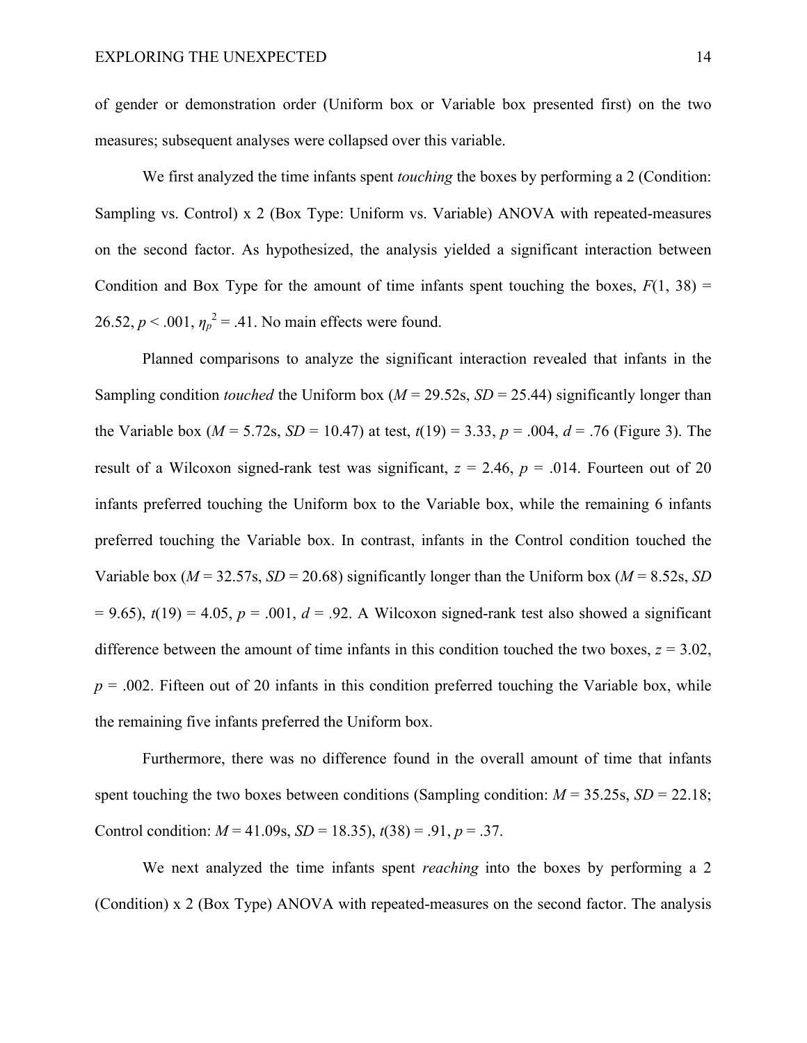of gender or demonstration order (Uniform box or Variable box presented first) on the two measures; subsequent analyses were collapsed over this variable.

We first analyzed the time infants spent *touching* the boxes by performing a 2 (Condition: Sampling vs. Control) x 2 (Box Type: Uniform vs. Variable) ANOVA with repeated-measures on the second factor. As hypothesized, the analysis yielded a significant interaction between Condition and Box Type for the amount of time infants spent touching the boxes, $F(1, 38) = 26.52$, $p < .001$, $\eta_p^2 = .41$. No main effects were found.

Planned comparisons to analyze the significant interaction revealed that infants in the Sampling condition *touched* the Uniform box ($M = 29.52$s, $SD = 25.44$) significantly longer than the Variable box ($M = 5.72$s, $SD = 10.47$) at test, $t(19) = 3.33$, $p = .004$, $d = .76$ (Figure 3). The result of a Wilcoxon signed-rank test was significant, $z = 2.46$, $p = .014$. Fourteen out of 20 infants preferred touching the Uniform box to the Variable box, while the remaining 6 infants preferred touching the Variable box. In contrast, infants in the Control condition touched the Variable box ($M = 32.57$s, $SD = 20.68$) significantly longer than the Uniform box ($M = 8.52$s, $SD = 9.65$), $t(19) = 4.05$, $p = .001$, $d = .92$. A Wilcoxon signed-rank test also showed a significant difference between the amount of time infants in this condition touched the two boxes, $z = 3.02$, $p = .002$. Fifteen out of 20 infants in this condition preferred touching the Variable box, while the remaining five infants preferred the Uniform box.

Furthermore, there was no difference found in the overall amount of time that infants spent touching the two boxes between conditions (Sampling condition: $M = 35.25$s, $SD = 22.18$; Control condition: $M = 41.09$s, $SD = 18.35$), $t(38) = .91$, $p = .37$.

We next analyzed the time infants spent *reaching* into the boxes by performing a 2 (Condition) x 2 (Box Type) ANOVA with repeated-measures on the second factor. The analysis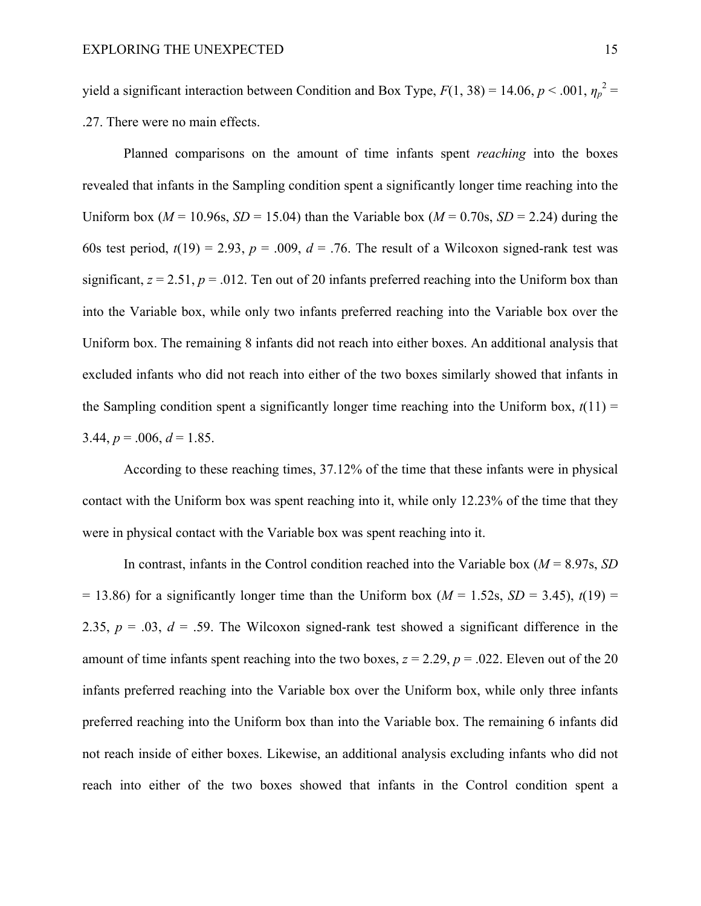yield a significant interaction between Condition and Box Type, $F(1, 38) = 14.06$, $p < .001$, $\eta_p^2 = .27$. There were no main effects.

Planned comparisons on the amount of time infants spent *reaching* into the boxes revealed that infants in the Sampling condition spent a significantly longer time reaching into the Uniform box ($M = 10.96$s, $SD = 15.04$) than the Variable box ($M = 0.70$s, $SD = 2.24$) during the 60s test period, $t(19) = 2.93$, $p = .009$, $d = .76$. The result of a Wilcoxon signed-rank test was significant, $z = 2.51$, $p = .012$. Ten out of 20 infants preferred reaching into the Uniform box than into the Variable box, while only two infants preferred reaching into the Variable box over the Uniform box. The remaining 8 infants did not reach into either boxes. An additional analysis that excluded infants who did not reach into either of the two boxes similarly showed that infants in the Sampling condition spent a significantly longer time reaching into the Uniform box, $t(11) = 3.44$, $p = .006$, $d = 1.85$.

According to these reaching times, 37.12% of the time that these infants were in physical contact with the Uniform box was spent reaching into it, while only 12.23% of the time that they were in physical contact with the Variable box was spent reaching into it.

In contrast, infants in the Control condition reached into the Variable box ($M = 8.97$s, $SD = 13.86$) for a significantly longer time than the Uniform box ($M = 1.52$s, $SD = 3.45$), $t(19) = 2.35$, $p = .03$, $d = .59$. The Wilcoxon signed-rank test showed a significant difference in the amount of time infants spent reaching into the two boxes, $z = 2.29$, $p = .022$. Eleven out of the 20 infants preferred reaching into the Variable box over the Uniform box, while only three infants preferred reaching into the Uniform box than into the Variable box. The remaining 6 infants did not reach inside of either boxes. Likewise, an additional analysis excluding infants who did not reach into either of the two boxes showed that infants in the Control condition spent a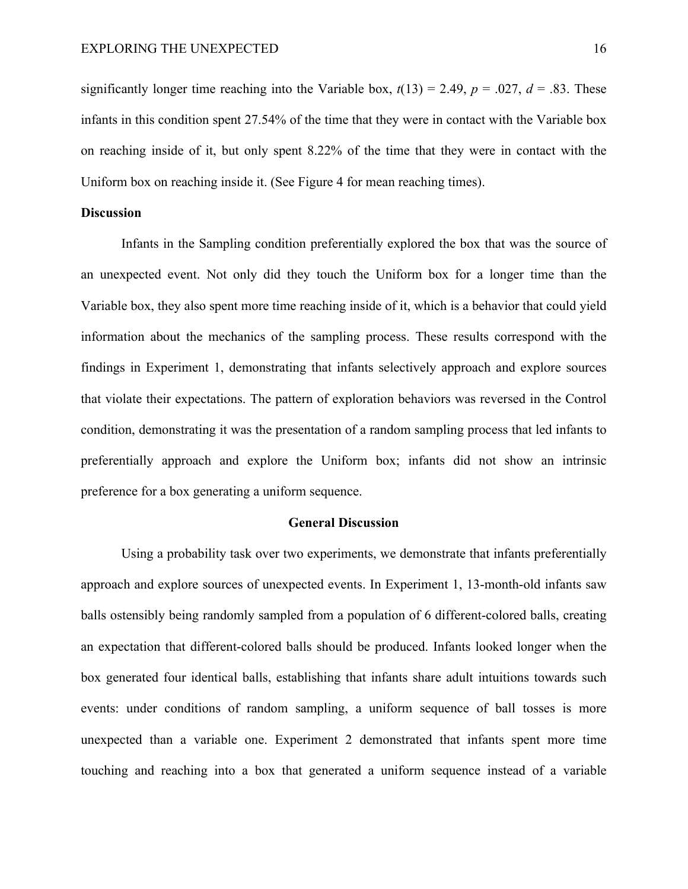significantly longer time reaching into the Variable box, $t(13) = 2.49$, $p = .027$, $d = .83$. These infants in this condition spent 27.54% of the time that they were in contact with the Variable box on reaching inside of it, but only spent 8.22% of the time that they were in contact with the Uniform box on reaching inside it. (See Figure 4 for mean reaching times).

**Discussion**

Infants in the Sampling condition preferentially explored the box that was the source of an unexpected event. Not only did they touch the Uniform box for a longer time than the Variable box, they also spent more time reaching inside of it, which is a behavior that could yield information about the mechanics of the sampling process. These results correspond with the findings in Experiment 1, demonstrating that infants selectively approach and explore sources that violate their expectations. The pattern of exploration behaviors was reversed in the Control condition, demonstrating it was the presentation of a random sampling process that led infants to preferentially approach and explore the Uniform box; infants did not show an intrinsic preference for a box generating a uniform sequence.

## General Discussion

Using a probability task over two experiments, we demonstrate that infants preferentially approach and explore sources of unexpected events. In Experiment 1, 13-month-old infants saw balls ostensibly being randomly sampled from a population of 6 different-colored balls, creating an expectation that different-colored balls should be produced. Infants looked longer when the box generated four identical balls, establishing that infants share adult intuitions towards such events: under conditions of random sampling, a uniform sequence of ball tosses is more unexpected than a variable one. Experiment 2 demonstrated that infants spent more time touching and reaching into a box that generated a uniform sequence instead of a variable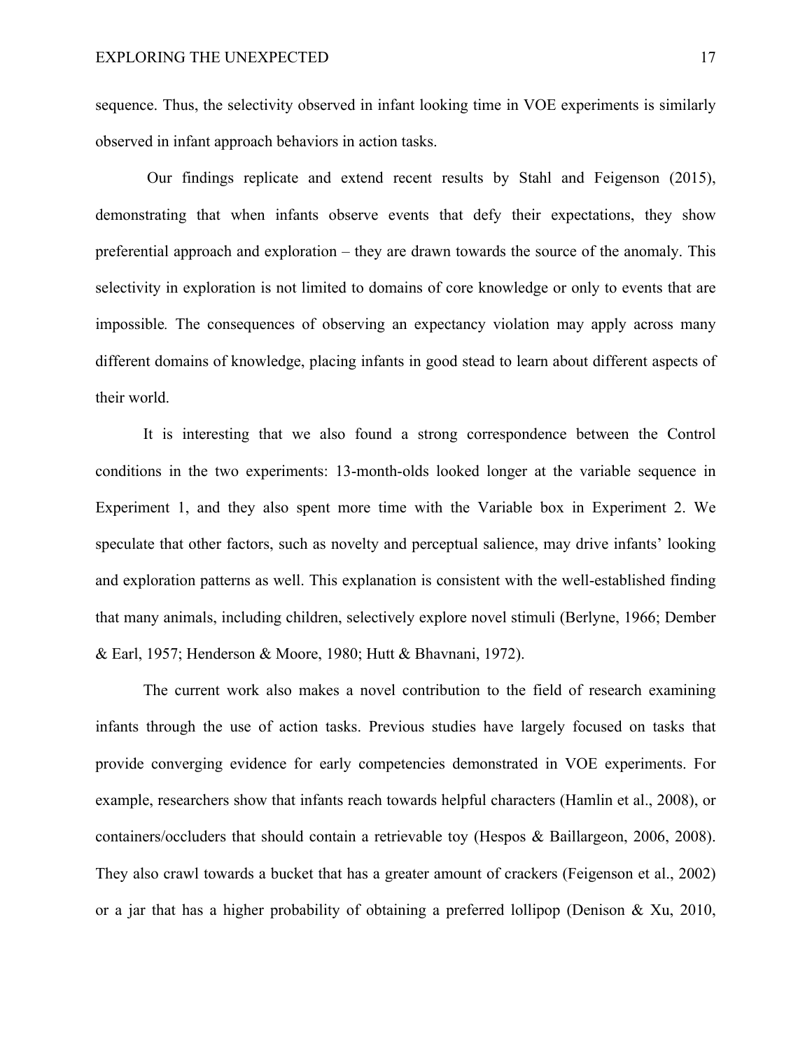sequence. Thus, the selectivity observed in infant looking time in VOE experiments is similarly observed in infant approach behaviors in action tasks.

Our findings replicate and extend recent results by Stahl and Feigenson (2015), demonstrating that when infants observe events that defy their expectations, they show preferential approach and exploration – they are drawn towards the source of the anomaly. This selectivity in exploration is not limited to domains of core knowledge or only to events that are impossible. The consequences of observing an expectancy violation may apply across many different domains of knowledge, placing infants in good stead to learn about different aspects of their world.

It is interesting that we also found a strong correspondence between the Control conditions in the two experiments: 13-month-olds looked longer at the variable sequence in Experiment 1, and they also spent more time with the Variable box in Experiment 2. We speculate that other factors, such as novelty and perceptual salience, may drive infants' looking and exploration patterns as well. This explanation is consistent with the well-established finding that many animals, including children, selectively explore novel stimuli (Berlyne, 1966; Dember & Earl, 1957; Henderson & Moore, 1980; Hutt & Bhavnani, 1972).

The current work also makes a novel contribution to the field of research examining infants through the use of action tasks. Previous studies have largely focused on tasks that provide converging evidence for early competencies demonstrated in VOE experiments. For example, researchers show that infants reach towards helpful characters (Hamlin et al., 2008), or containers/occluders that should contain a retrievable toy (Hespos & Baillargeon, 2006, 2008). They also crawl towards a bucket that has a greater amount of crackers (Feigenson et al., 2002) or a jar that has a higher probability of obtaining a preferred lollipop (Denison & Xu, 2010,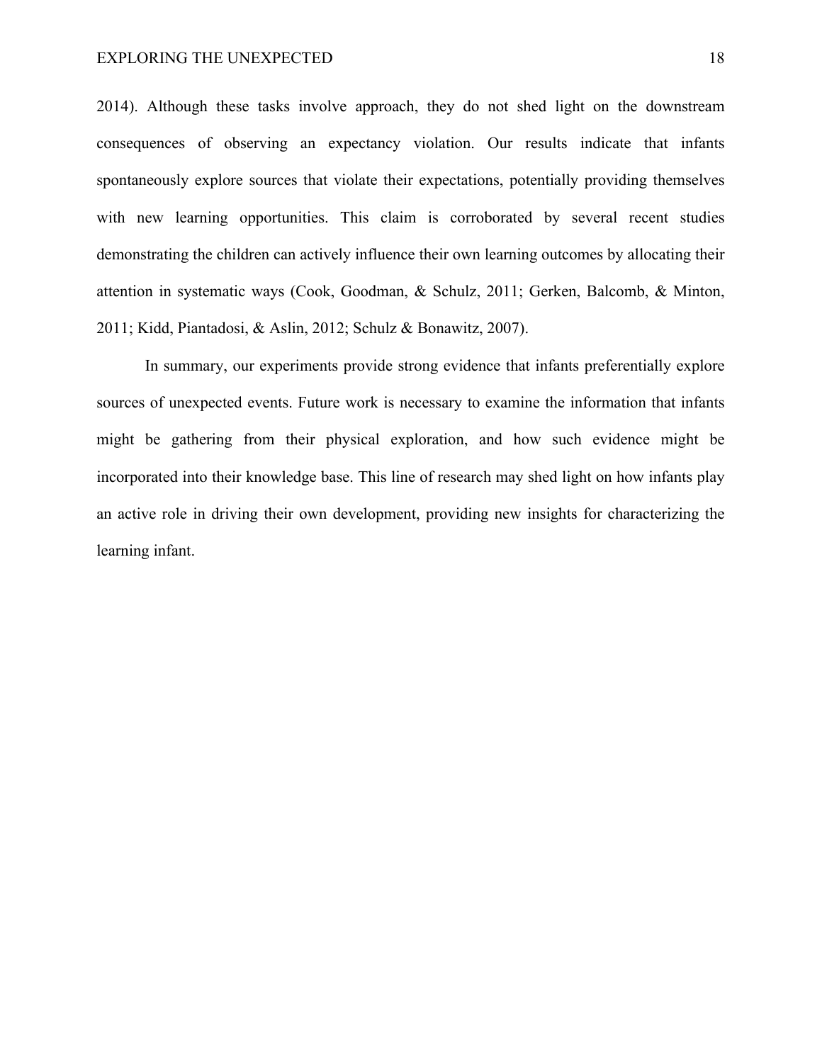2014). Although these tasks involve approach, they do not shed light on the downstream consequences of observing an expectancy violation. Our results indicate that infants spontaneously explore sources that violate their expectations, potentially providing themselves with new learning opportunities. This claim is corroborated by several recent studies demonstrating the children can actively influence their own learning outcomes by allocating their attention in systematic ways (Cook, Goodman, & Schulz, 2011; Gerken, Balcomb, & Minton, 2011; Kidd, Piantadosi, & Aslin, 2012; Schulz & Bonawitz, 2007).

In summary, our experiments provide strong evidence that infants preferentially explore sources of unexpected events. Future work is necessary to examine the information that infants might be gathering from their physical exploration, and how such evidence might be incorporated into their knowledge base. This line of research may shed light on how infants play an active role in driving their own development, providing new insights for characterizing the learning infant.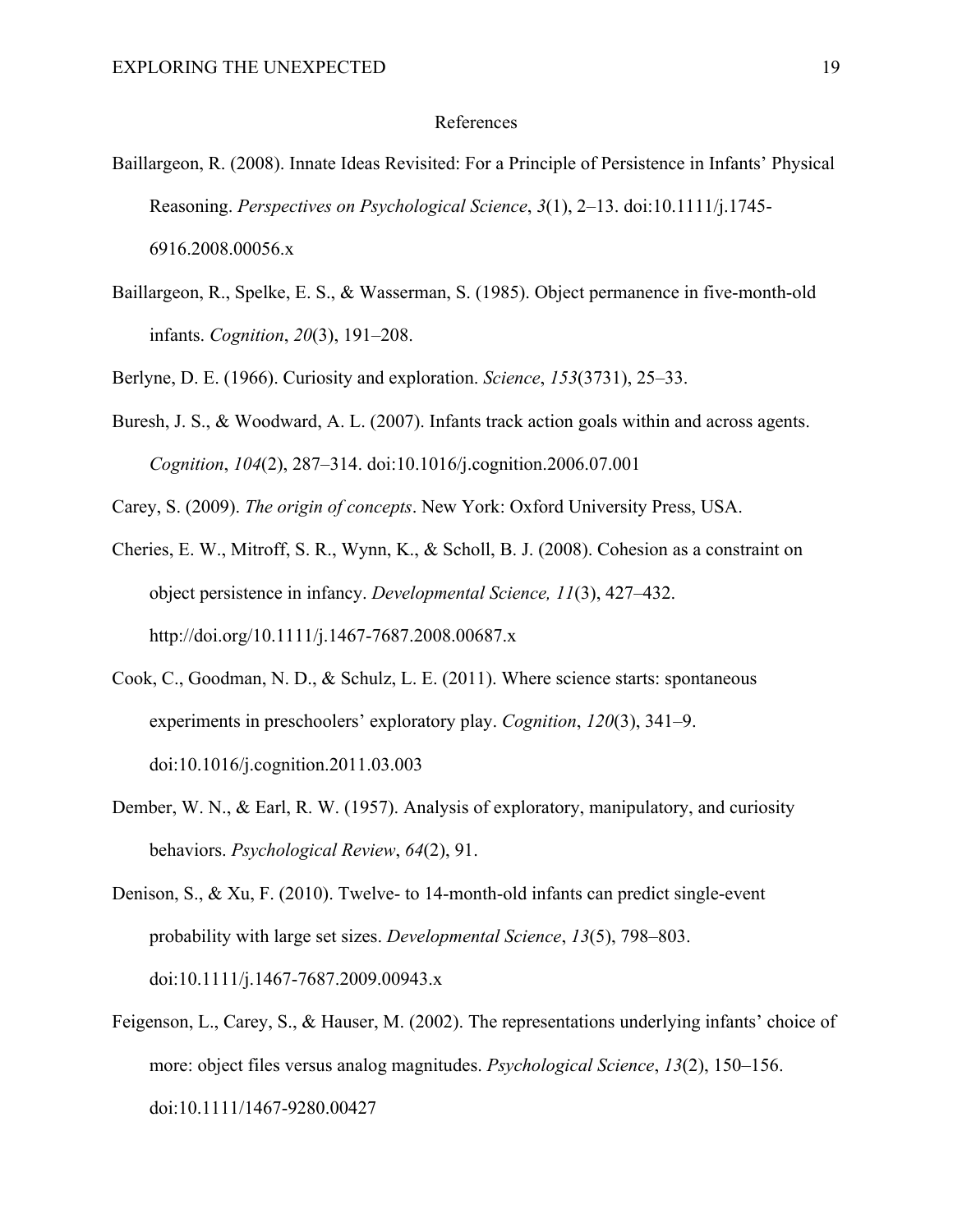# References

Baillargeon, R. (2008). Innate Ideas Revisited: For a Principle of Persistence in Infants' Physical Reasoning. *Perspectives on Psychological Science*, *3*(1), 2–13. doi:10.1111/j.1745-6916.2008.00056.x

Baillargeon, R., Spelke, E. S., & Wasserman, S. (1985). Object permanence in five-month-old infants. *Cognition*, *20*(3), 191–208.

Berlyne, D. E. (1966). Curiosity and exploration. *Science*, *153*(3731), 25–33.

Buresh, J. S., & Woodward, A. L. (2007). Infants track action goals within and across agents. *Cognition*, *104*(2), 287–314. doi:10.1016/j.cognition.2006.07.001

Carey, S. (2009). *The origin of concepts*. New York: Oxford University Press, USA.

Cheries, E. W., Mitroff, S. R., Wynn, K., & Scholl, B. J. (2008). Cohesion as a constraint on object persistence in infancy. *Developmental Science, 11*(3), 427–432. http://doi.org/10.1111/j.1467-7687.2008.00687.x

Cook, C., Goodman, N. D., & Schulz, L. E. (2011). Where science starts: spontaneous experiments in preschoolers' exploratory play. *Cognition*, *120*(3), 341–9. doi:10.1016/j.cognition.2011.03.003

Dember, W. N., & Earl, R. W. (1957). Analysis of exploratory, manipulatory, and curiosity behaviors. *Psychological Review*, *64*(2), 91.

Denison, S., & Xu, F. (2010). Twelve- to 14-month-old infants can predict single-event probability with large set sizes. *Developmental Science*, *13*(5), 798–803. doi:10.1111/j.1467-7687.2009.00943.x

Feigenson, L., Carey, S., & Hauser, M. (2002). The representations underlying infants' choice of more: object files versus analog magnitudes. *Psychological Science*, *13*(2), 150–156. doi:10.1111/1467-9280.00427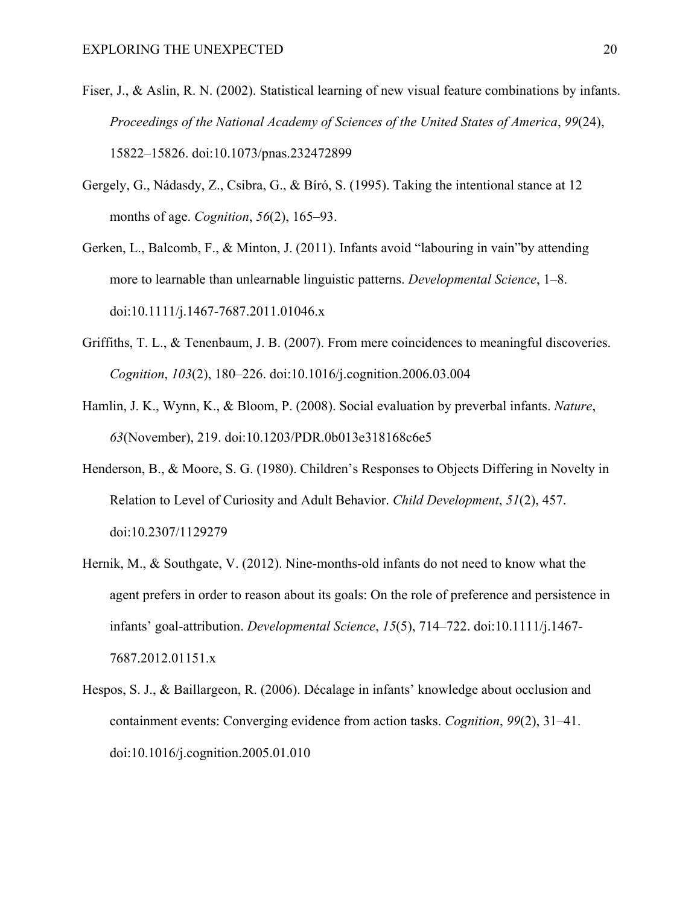Fiser, J., & Aslin, R. N. (2002). Statistical learning of new visual feature combinations by infants. *Proceedings of the National Academy of Sciences of the United States of America*, *99*(24), 15822–15826. doi:10.1073/pnas.232472899

Gergely, G., Nádasdy, Z., Csibra, G., & Bíró, S. (1995). Taking the intentional stance at 12 months of age. *Cognition*, *56*(2), 165–93.

Gerken, L., Balcomb, F., & Minton, J. (2011). Infants avoid "labouring in vain"by attending more to learnable than unlearnable linguistic patterns. *Developmental Science*, 1–8. doi:10.1111/j.1467-7687.2011.01046.x

Griffiths, T. L., & Tenenbaum, J. B. (2007). From mere coincidences to meaningful discoveries. *Cognition*, *103*(2), 180–226. doi:10.1016/j.cognition.2006.03.004

Hamlin, J. K., Wynn, K., & Bloom, P. (2008). Social evaluation by preverbal infants. *Nature*, *63*(November), 219. doi:10.1203/PDR.0b013e318168c6e5

Henderson, B., & Moore, S. G. (1980). Children's Responses to Objects Differing in Novelty in Relation to Level of Curiosity and Adult Behavior. *Child Development*, *51*(2), 457. doi:10.2307/1129279

Hernik, M., & Southgate, V. (2012). Nine-months-old infants do not need to know what the agent prefers in order to reason about its goals: On the role of preference and persistence in infants' goal-attribution. *Developmental Science*, *15*(5), 714–722. doi:10.1111/j.1467-7687.2012.01151.x

Hespos, S. J., & Baillargeon, R. (2006). Décalage in infants' knowledge about occlusion and containment events: Converging evidence from action tasks. *Cognition*, *99*(2), 31–41. doi:10.1016/j.cognition.2005.01.010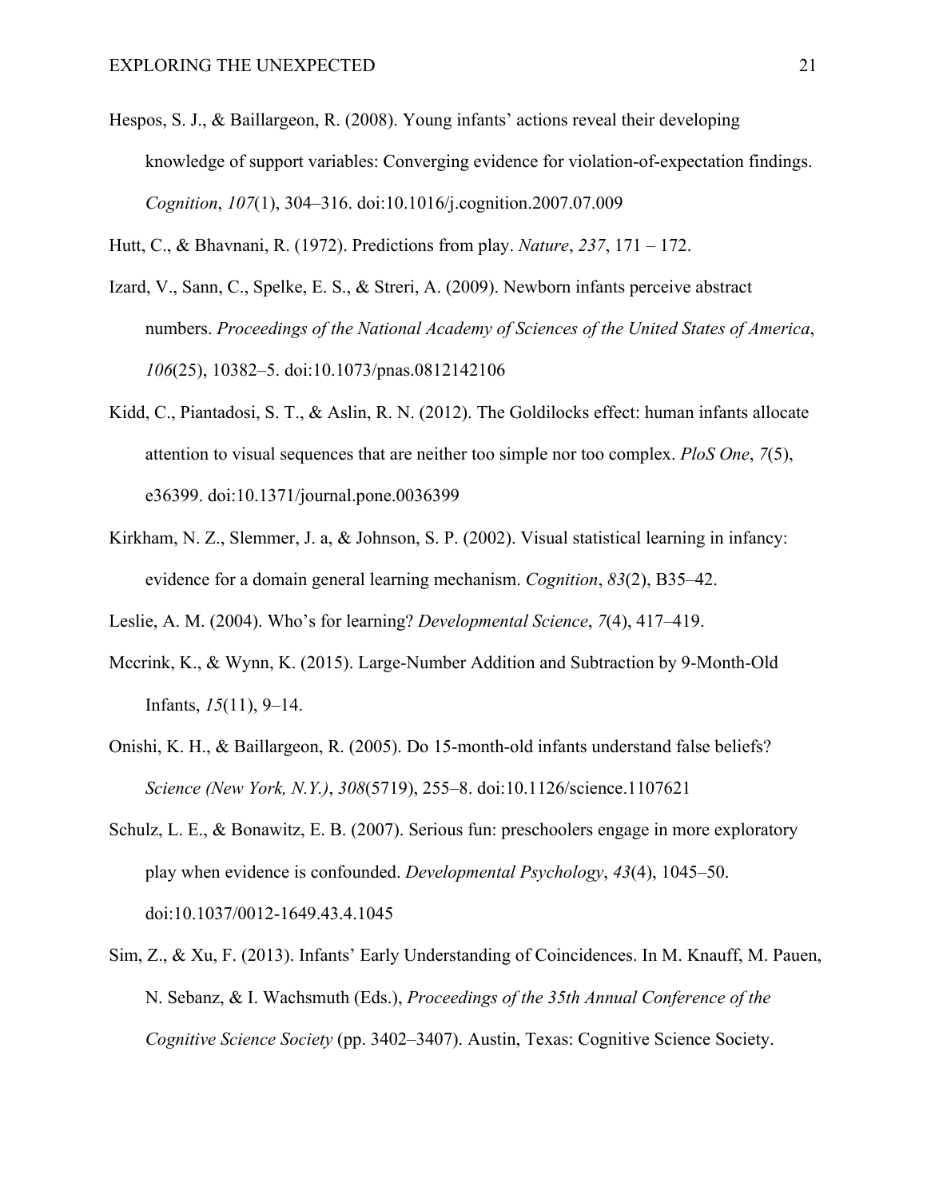Hespos, S. J., & Baillargeon, R. (2008). Young infants' actions reveal their developing knowledge of support variables: Converging evidence for violation-of-expectation findings. *Cognition*, *107*(1), 304–316. doi:10.1016/j.cognition.2007.07.009

Hutt, C., & Bhavnani, R. (1972). Predictions from play. *Nature*, *237*, 171 – 172.

Izard, V., Sann, C., Spelke, E. S., & Streri, A. (2009). Newborn infants perceive abstract numbers. *Proceedings of the National Academy of Sciences of the United States of America*, *106*(25), 10382–5. doi:10.1073/pnas.0812142106

Kidd, C., Piantadosi, S. T., & Aslin, R. N. (2012). The Goldilocks effect: human infants allocate attention to visual sequences that are neither too simple nor too complex. *PloS One*, *7*(5), e36399. doi:10.1371/journal.pone.0036399

Kirkham, N. Z., Slemmer, J. a, & Johnson, S. P. (2002). Visual statistical learning in infancy: evidence for a domain general learning mechanism. *Cognition*, *83*(2), B35–42.

Leslie, A. M. (2004). Who's for learning? *Developmental Science*, *7*(4), 417–419.

Mccrink, K., & Wynn, K. (2015). Large-Number Addition and Subtraction by 9-Month-Old Infants, *15*(11), 9–14.

Onishi, K. H., & Baillargeon, R. (2005). Do 15-month-old infants understand false beliefs? *Science (New York, N.Y.)*, *308*(5719), 255–8. doi:10.1126/science.1107621

Schulz, L. E., & Bonawitz, E. B. (2007). Serious fun: preschoolers engage in more exploratory play when evidence is confounded. *Developmental Psychology*, *43*(4), 1045–50. doi:10.1037/0012-1649.43.4.1045

Sim, Z., & Xu, F. (2013). Infants' Early Understanding of Coincidences. In M. Knauff, M. Pauen, N. Sebanz, & I. Wachsmuth (Eds.), *Proceedings of the 35th Annual Conference of the Cognitive Science Society* (pp. 3402–3407). Austin, Texas: Cognitive Science Society.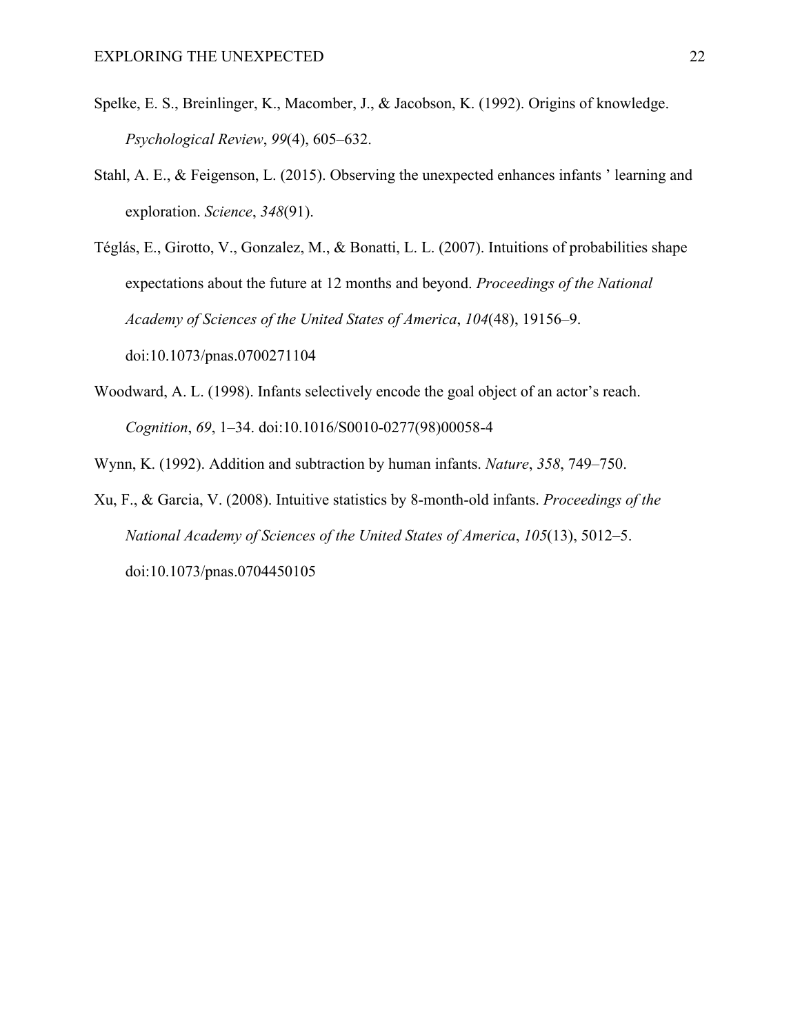Spelke, E. S., Breinlinger, K., Macomber, J., & Jacobson, K. (1992). Origins of knowledge. *Psychological Review*, *99*(4), 605–632.

Stahl, A. E., & Feigenson, L. (2015). Observing the unexpected enhances infants ' learning and exploration. *Science*, *348*(91).

Téglás, E., Girotto, V., Gonzalez, M., & Bonatti, L. L. (2007). Intuitions of probabilities shape expectations about the future at 12 months and beyond. *Proceedings of the National Academy of Sciences of the United States of America*, *104*(48), 19156–9. doi:10.1073/pnas.0700271104

Woodward, A. L. (1998). Infants selectively encode the goal object of an actor's reach. *Cognition*, *69*, 1–34. doi:10.1016/S0010-0277(98)00058-4

Wynn, K. (1992). Addition and subtraction by human infants. *Nature*, *358*, 749–750.

Xu, F., & Garcia, V. (2008). Intuitive statistics by 8-month-old infants. *Proceedings of the National Academy of Sciences of the United States of America*, *105*(13), 5012–5. doi:10.1073/pnas.0704450105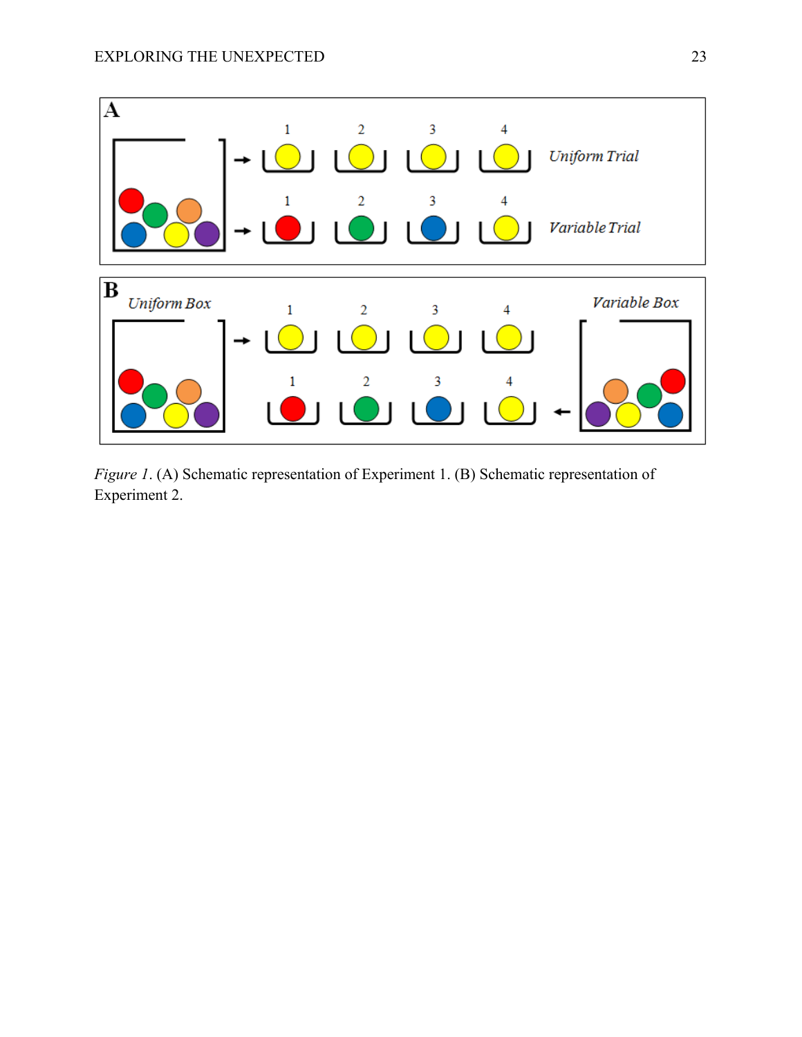*Figure 1*. (A) Schematic representation of Experiment 1. (B) Schematic representation of Experiment 2.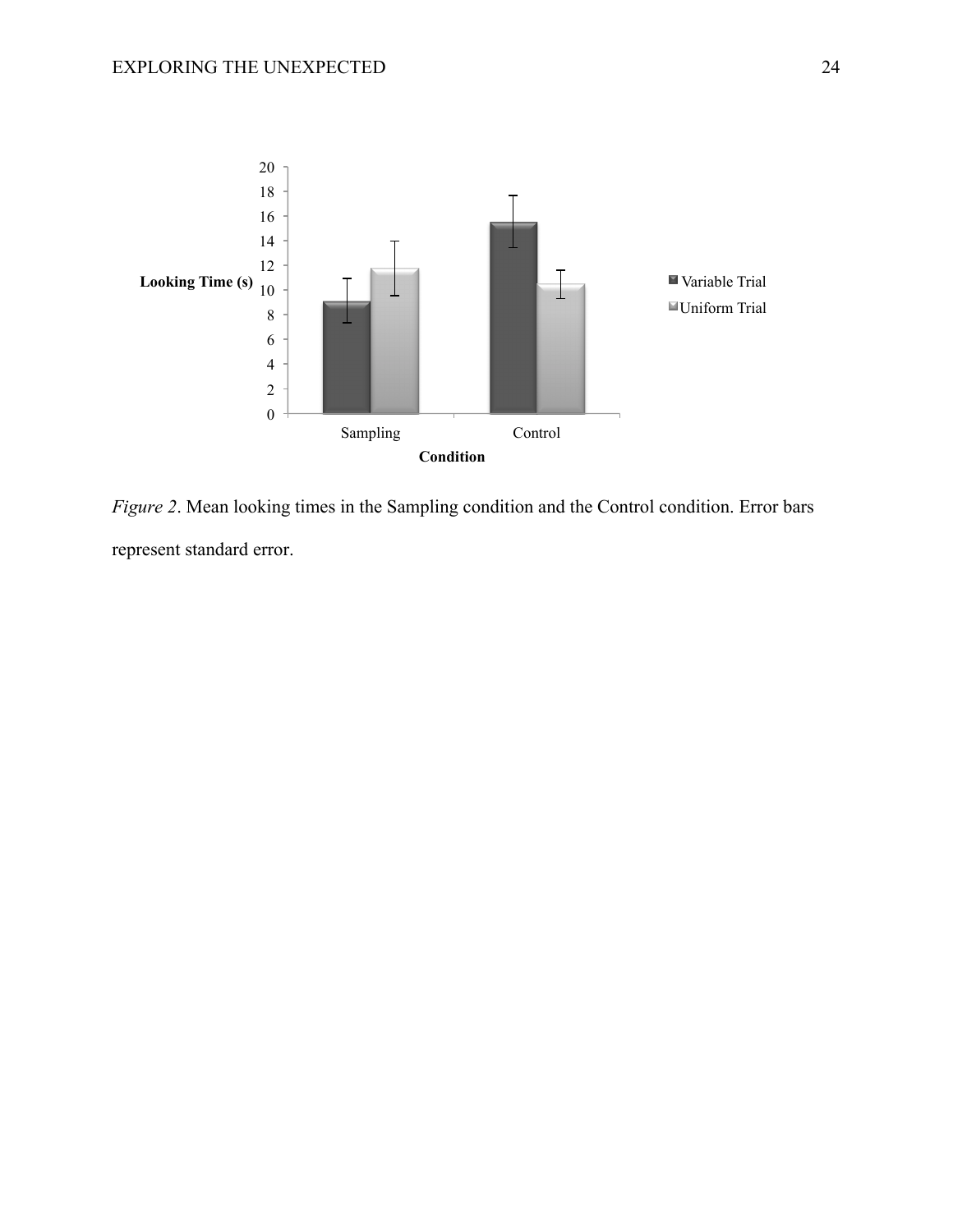*Figure 2*. Mean looking times in the Sampling condition and the Control condition. Error bars represent standard error.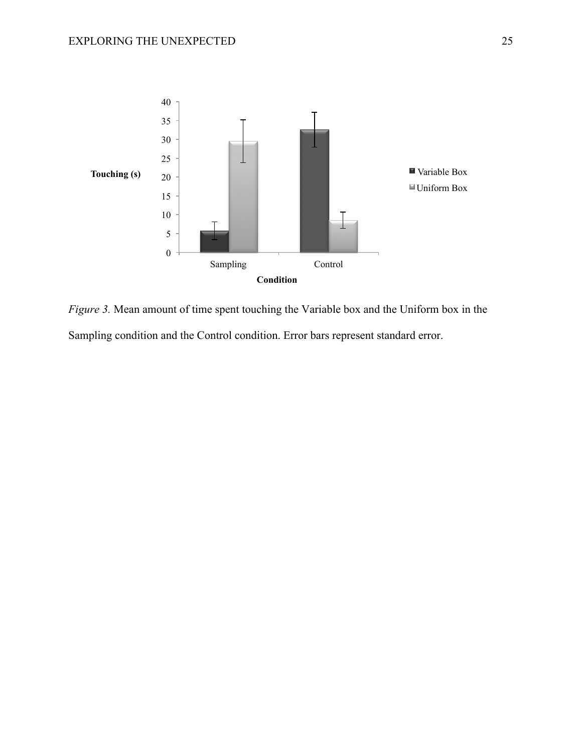*Figure 3.* Mean amount of time spent touching the Variable box and the Uniform box in the Sampling condition and the Control condition. Error bars represent standard error.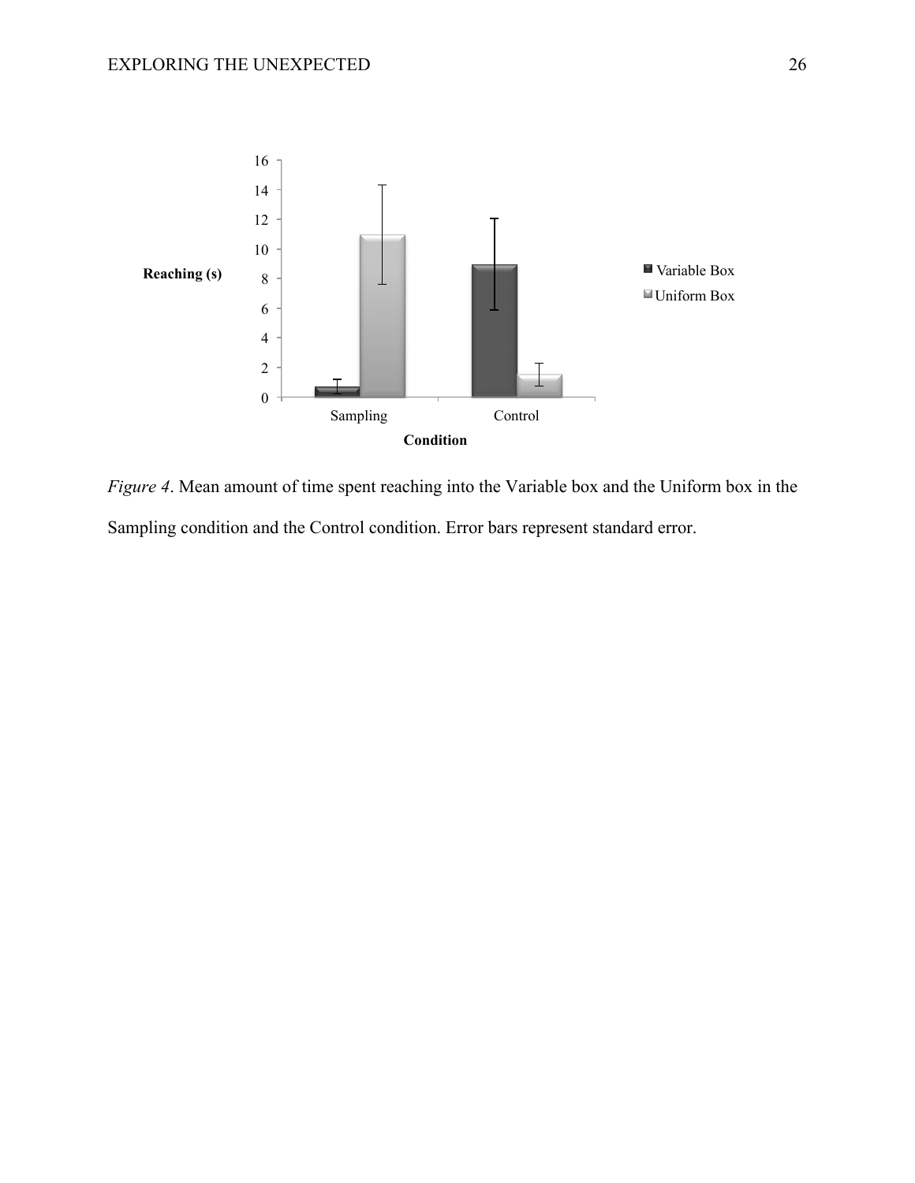16
14
12
10
8
6
4
2
0

Reaching (s)

Sampling
Control

Condition

Variable Box
Uniform Box

*Figure 4*. Mean amount of time spent reaching into the Variable box and the Uniform box in the Sampling condition and the Control condition. Error bars represent standard error.